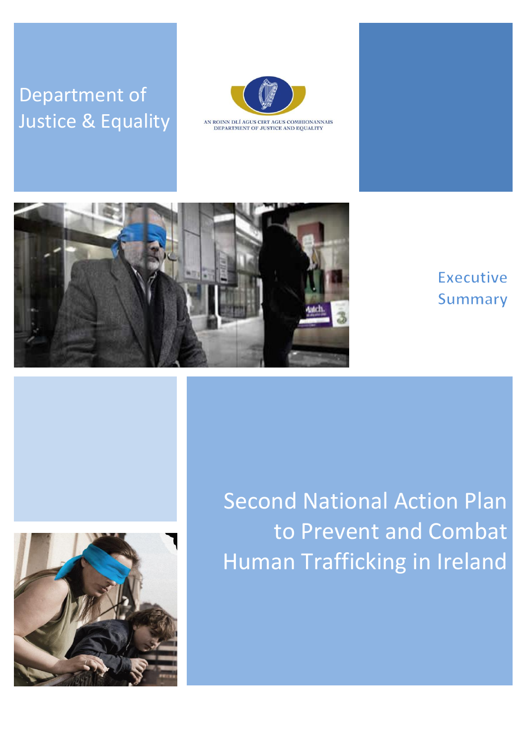Department of Justice & Equality

AN ROINN DLÍ AGUS CIRT AGUS COMHIONANNAIS
DEPARTMENT OF JUSTICE AND EQUALITY

Executive Summary

# Second National Action Plan to Prevent and Combat Human Trafficking in Ireland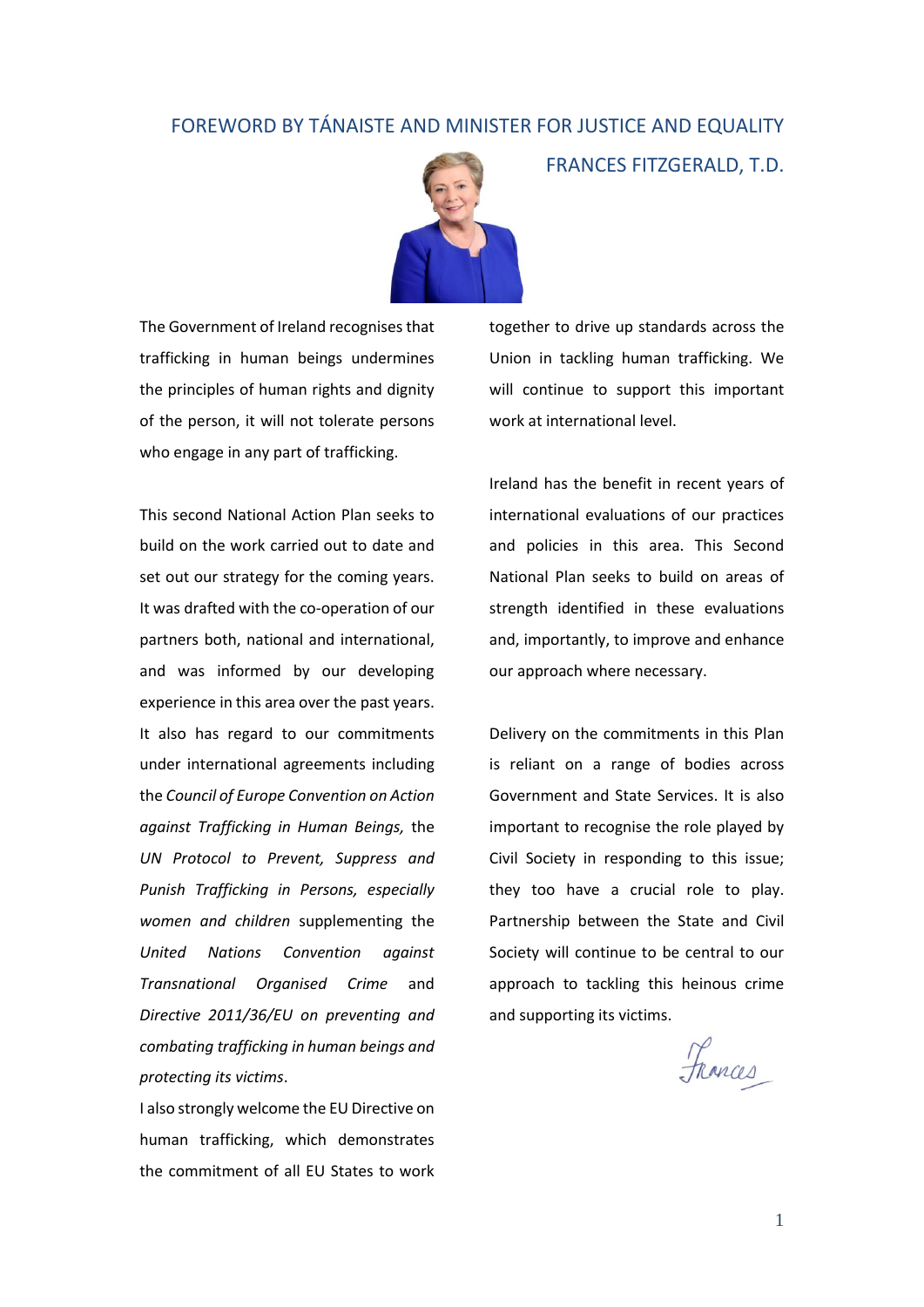# FOREWORD BY TÁNAISTE AND MINISTER FOR JUSTICE AND EQUALITY FRANCES FITZGERALD, T.D.

The Government of Ireland recognises that trafficking in human beings undermines the principles of human rights and dignity of the person, it will not tolerate persons who engage in any part of trafficking.

This second National Action Plan seeks to build on the work carried out to date and set out our strategy for the coming years. It was drafted with the co-operation of our partners both, national and international, and was informed by our developing experience in this area over the past years. It also has regard to our commitments under international agreements including the *Council of Europe Convention on Action against Trafficking in Human Beings,* the *UN Protocol to Prevent, Suppress and Punish Trafficking in Persons, especially women and children* supplementing the *United Nations Convention against Transnational Organised Crime* and *Directive 2011/36/EU on preventing and combating trafficking in human beings and protecting its victims*.

I also strongly welcome the EU Directive on human trafficking, which demonstrates the commitment of all EU States to work together to drive up standards across the Union in tackling human trafficking. We will continue to support this important work at international level.

Ireland has the benefit in recent years of international evaluations of our practices and policies in this area. This Second National Plan seeks to build on areas of strength identified in these evaluations and, importantly, to improve and enhance our approach where necessary.

Delivery on the commitments in this Plan is reliant on a range of bodies across Government and State Services. It is also important to recognise the role played by Civil Society in responding to this issue; they too have a crucial role to play. Partnership between the State and Civil Society will continue to be central to our approach to tackling this heinous crime and supporting its victims.

Frances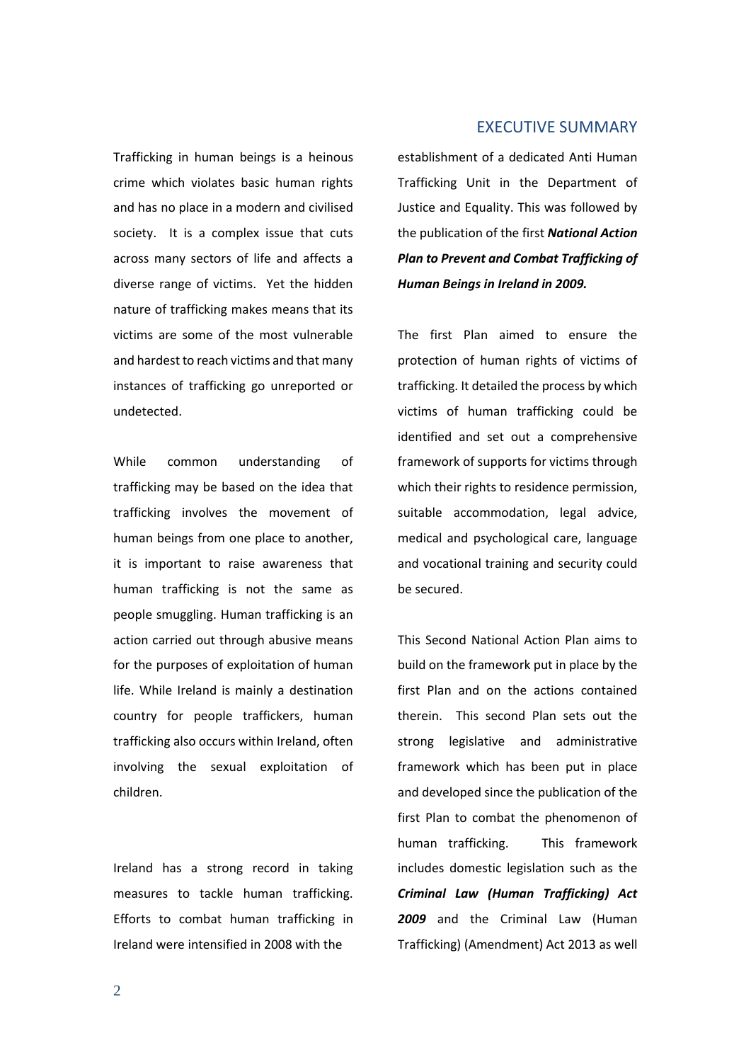# EXECUTIVE SUMMARY

Trafficking in human beings is a heinous crime which violates basic human rights and has no place in a modern and civilised society. It is a complex issue that cuts across many sectors of life and affects a diverse range of victims. Yet the hidden nature of trafficking makes means that its victims are some of the most vulnerable and hardest to reach victims and that many instances of trafficking go unreported or undetected.

While common understanding of trafficking may be based on the idea that trafficking involves the movement of human beings from one place to another, it is important to raise awareness that human trafficking is not the same as people smuggling. Human trafficking is an action carried out through abusive means for the purposes of exploitation of human life. While Ireland is mainly a destination country for people traffickers, human trafficking also occurs within Ireland, often involving the sexual exploitation of children.

Ireland has a strong record in taking measures to tackle human trafficking. Efforts to combat human trafficking in Ireland were intensified in 2008 with the establishment of a dedicated Anti Human Trafficking Unit in the Department of Justice and Equality. This was followed by the publication of the first ***National Action Plan to Prevent and Combat Trafficking of Human Beings in Ireland in 2009.***

The first Plan aimed to ensure the protection of human rights of victims of trafficking. It detailed the process by which victims of human trafficking could be identified and set out a comprehensive framework of supports for victims through which their rights to residence permission, suitable accommodation, legal advice, medical and psychological care, language and vocational training and security could be secured.

This Second National Action Plan aims to build on the framework put in place by the first Plan and on the actions contained therein. This second Plan sets out the strong legislative and administrative framework which has been put in place and developed since the publication of the first Plan to combat the phenomenon of human trafficking. This framework includes domestic legislation such as the ***Criminal Law (Human Trafficking) Act 2009*** and the Criminal Law (Human Trafficking) (Amendment) Act 2013 as well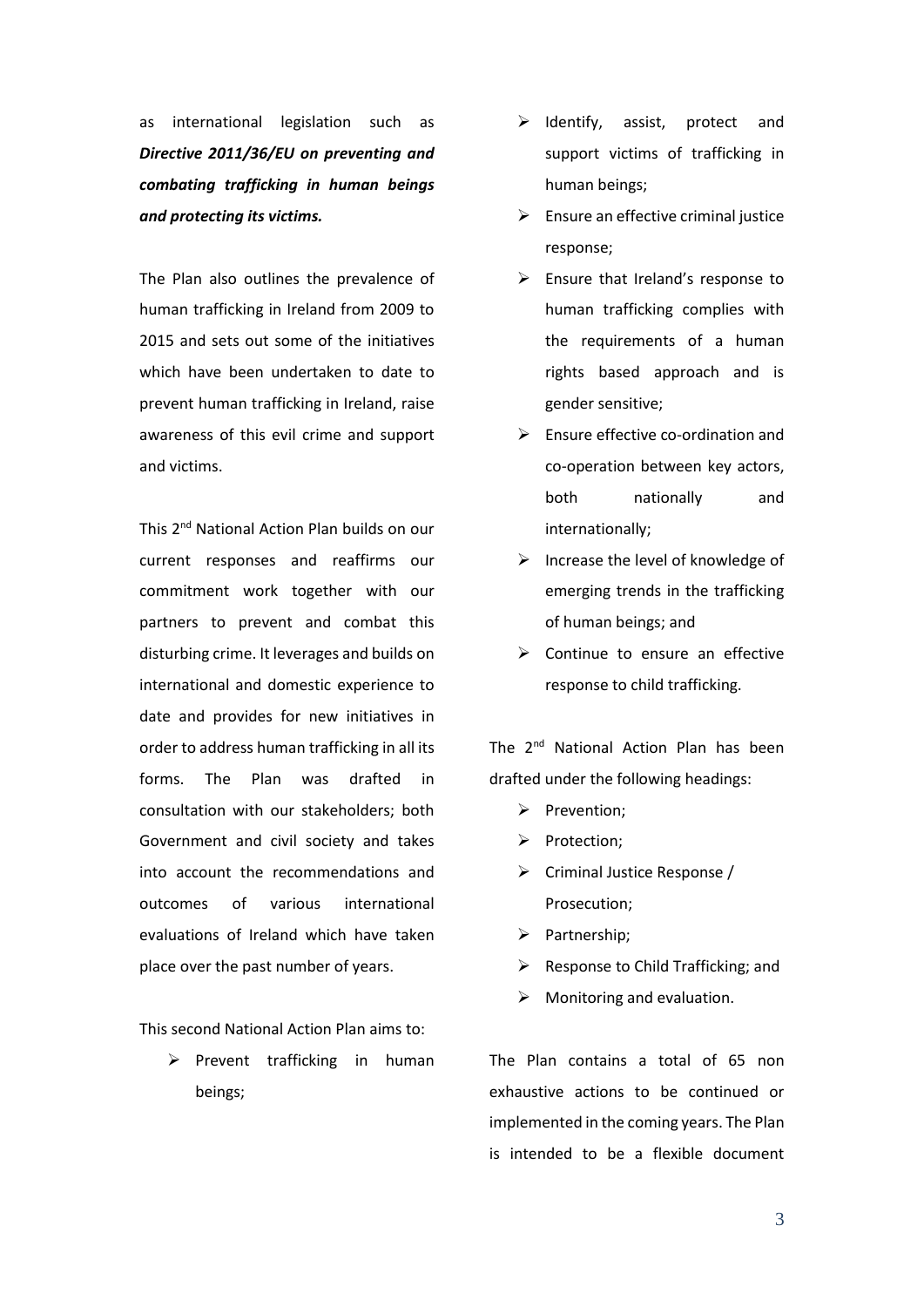as international legislation such as ***Directive 2011/36/EU on preventing and combating trafficking in human beings and protecting its victims.***

The Plan also outlines the prevalence of human trafficking in Ireland from 2009 to 2015 and sets out some of the initiatives which have been undertaken to date to prevent human trafficking in Ireland, raise awareness of this evil crime and support and victims.

This 2nd National Action Plan builds on our current responses and reaffirms our commitment work together with our partners to prevent and combat this disturbing crime. It leverages and builds on international and domestic experience to date and provides for new initiatives in order to address human trafficking in all its forms. The Plan was drafted in consultation with our stakeholders; both Government and civil society and takes into account the recommendations and outcomes of various international evaluations of Ireland which have taken place over the past number of years.

This second National Action Plan aims to:

- Prevent trafficking in human beings;
- Identify, assist, protect and support victims of trafficking in human beings;
- Ensure an effective criminal justice response;
- Ensure that Ireland's response to human trafficking complies with the requirements of a human rights based approach and is gender sensitive;
- Ensure effective co-ordination and co-operation between key actors, both nationally and internationally;
- Increase the level of knowledge of emerging trends in the trafficking of human beings; and
- Continue to ensure an effective response to child trafficking.

The 2nd National Action Plan has been drafted under the following headings:

- Prevention;
- Protection;
- Criminal Justice Response / Prosecution;
- Partnership;
- Response to Child Trafficking; and
- Monitoring and evaluation.

The Plan contains a total of 65 non exhaustive actions to be continued or implemented in the coming years. The Plan is intended to be a flexible document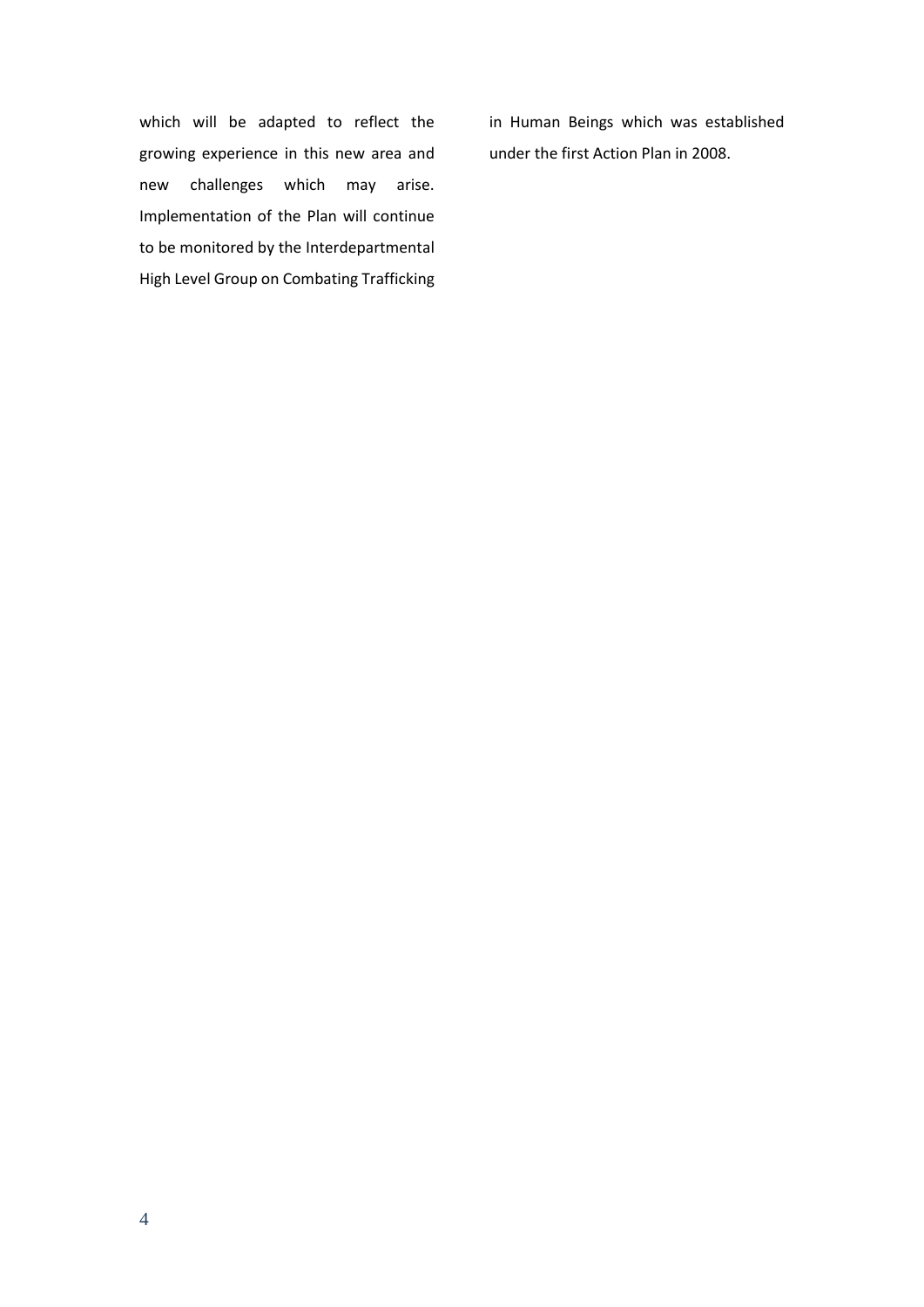which will be adapted to reflect the growing experience in this new area and new challenges which may arise. Implementation of the Plan will continue to be monitored by the Interdepartmental High Level Group on Combating Trafficking in Human Beings which was established under the first Action Plan in 2008.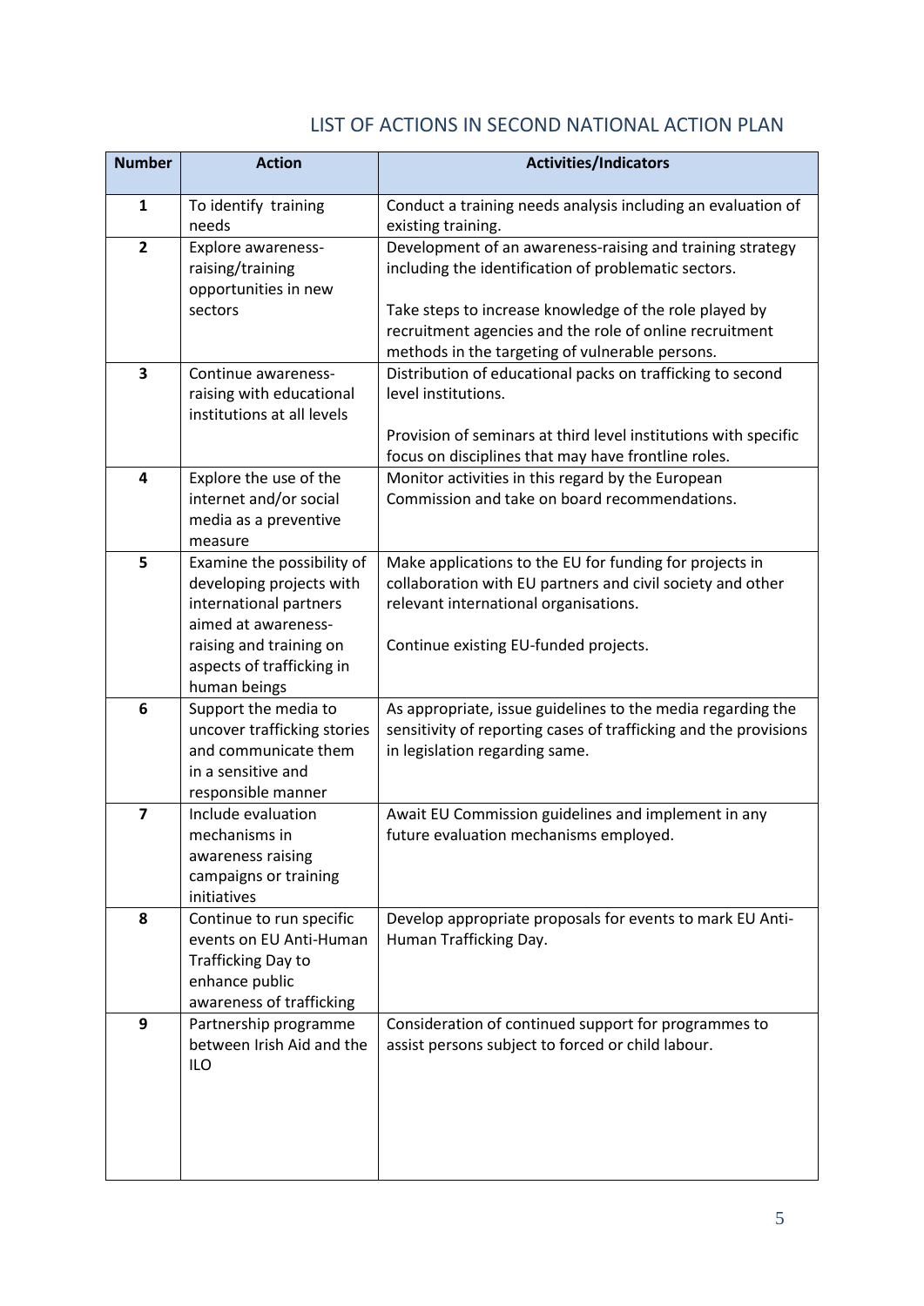## LIST OF ACTIONS IN SECOND NATIONAL ACTION PLAN

| Number | Action | Activities/Indicators |
|---|---|---|
| 1 | To identify training needs | Conduct a training needs analysis including an evaluation of existing training. |
| 2 | Explore awareness-raising/training opportunities in new sectors | Development of an awareness-raising and training strategy including the identification of problematic sectors.<br><br>Take steps to increase knowledge of the role played by recruitment agencies and the role of online recruitment methods in the targeting of vulnerable persons. |
| 3 | Continue awareness-raising with educational institutions at all levels | Distribution of educational packs on trafficking to second level institutions.<br><br>Provision of seminars at third level institutions with specific focus on disciplines that may have frontline roles. |
| 4 | Explore the use of the internet and/or social media as a preventive measure | Monitor activities in this regard by the European Commission and take on board recommendations. |
| 5 | Examine the possibility of developing projects with international partners aimed at awareness-raising and training on aspects of trafficking in human beings | Make applications to the EU for funding for projects in collaboration with EU partners and civil society and other relevant international organisations.<br><br>Continue existing EU-funded projects. |
| 6 | Support the media to uncover trafficking stories and communicate them in a sensitive and responsible manner | As appropriate, issue guidelines to the media regarding the sensitivity of reporting cases of trafficking and the provisions in legislation regarding same. |
| 7 | Include evaluation mechanisms in awareness raising campaigns or training initiatives | Await EU Commission guidelines and implement in any future evaluation mechanisms employed. |
| 8 | Continue to run specific events on EU Anti-Human Trafficking Day to enhance public awareness of trafficking | Develop appropriate proposals for events to mark EU Anti-Human Trafficking Day. |
| 9 | Partnership programme between Irish Aid and the ILO | Consideration of continued support for programmes to assist persons subject to forced or child labour. |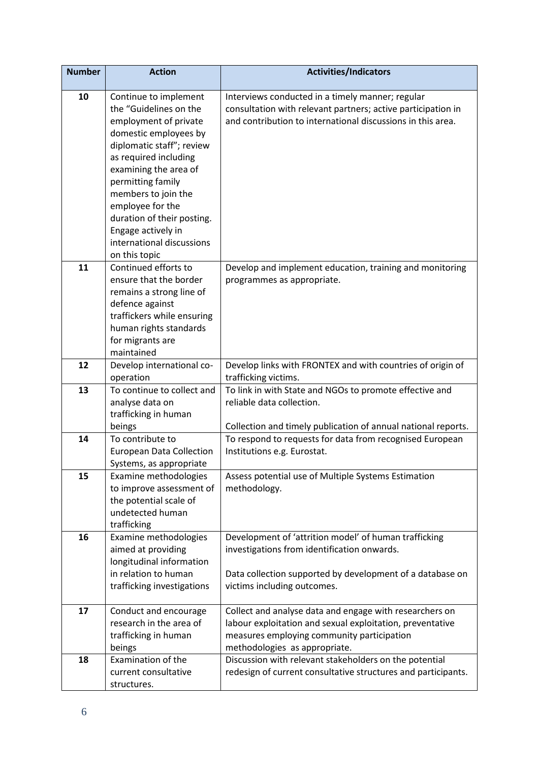| Number | Action | Activities/Indicators |
|---|---|---|
| 10 | Continue to implement the "Guidelines on the employment of private domestic employees by diplomatic staff"; review as required including examining the area of permitting family members to join the employee for the duration of their posting. Engage actively in international discussions on this topic | Interviews conducted in a timely manner; regular consultation with relevant partners; active participation in and contribution to international discussions in this area. |
| 11 | Continued efforts to ensure that the border remains a strong line of defence against traffickers while ensuring human rights standards for migrants are maintained | Develop and implement education, training and monitoring programmes as appropriate. |
| 12 | Develop international co-operation | Develop links with FRONTEX and with countries of origin of trafficking victims. |
| 13 | To continue to collect and analyse data on trafficking in human beings | To link in with State and NGOs to promote effective and reliable data collection.<br><br>Collection and timely publication of annual national reports. |
| 14 | To contribute to European Data Collection Systems, as appropriate | To respond to requests for data from recognised European Institutions e.g. Eurostat. |
| 15 | Examine methodologies to improve assessment of the potential scale of undetected human trafficking | Assess potential use of Multiple Systems Estimation methodology. |
| 16 | Examine methodologies aimed at providing longitudinal information in relation to human trafficking investigations | Development of 'attrition model' of human trafficking investigations from identification onwards.<br><br>Data collection supported by development of a database on victims including outcomes. |
| 17 | Conduct and encourage research in the area of trafficking in human beings | Collect and analyse data and engage with researchers on labour exploitation and sexual exploitation, preventative measures employing community participation methodologies as appropriate. |
| 18 | Examination of the current consultative structures. | Discussion with relevant stakeholders on the potential redesign of current consultative structures and participants. |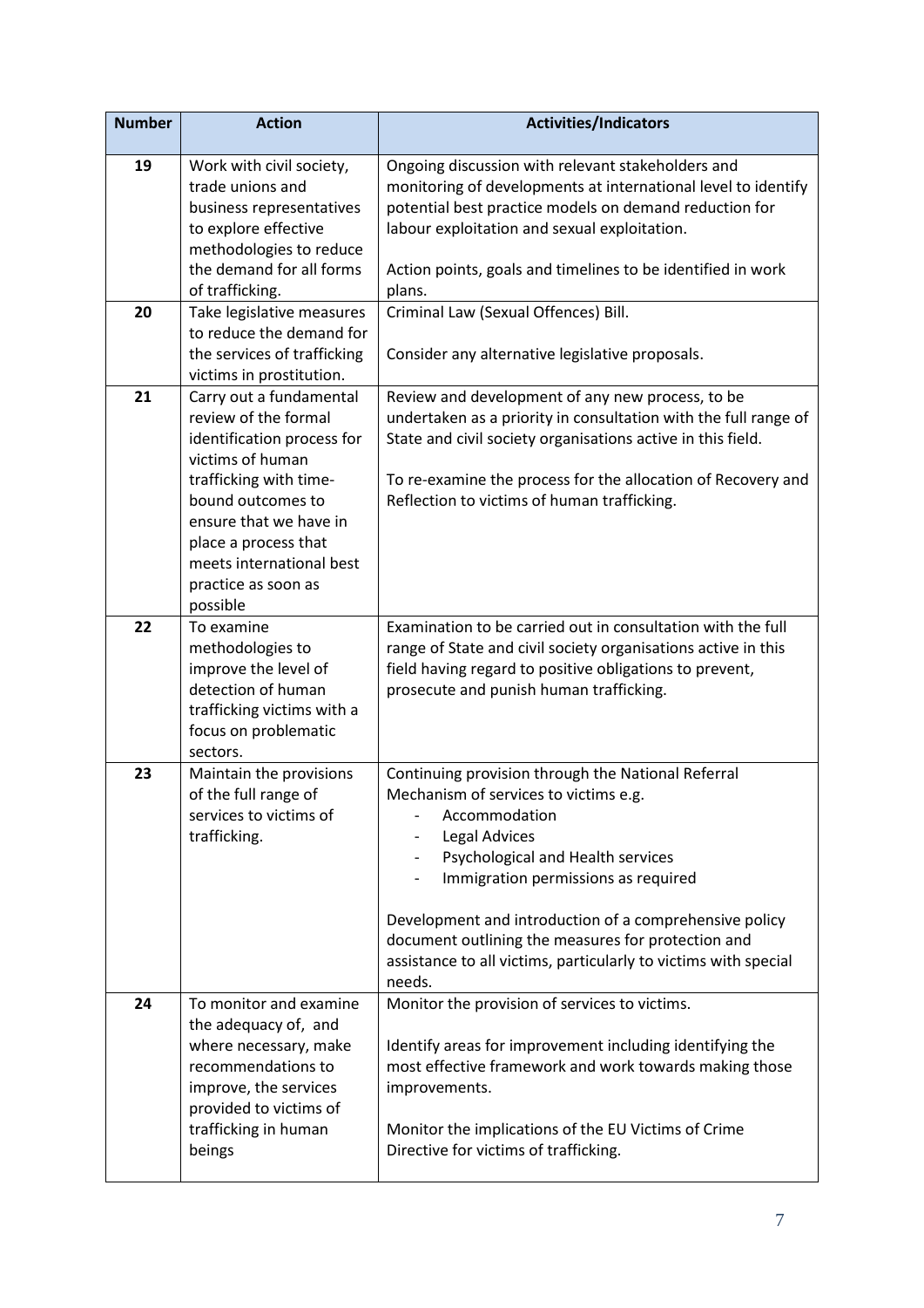| Number | Action | Activities/Indicators |
|---|---|---|
| 19 | Work with civil society, trade unions and business representatives to explore effective methodologies to reduce the demand for all forms of trafficking. | Ongoing discussion with relevant stakeholders and monitoring of developments at international level to identify potential best practice models on demand reduction for labour exploitation and sexual exploitation.<br><br>Action points, goals and timelines to be identified in work plans. |
| 20 | Take legislative measures to reduce the demand for the services of trafficking victims in prostitution. | Criminal Law (Sexual Offences) Bill.<br><br>Consider any alternative legislative proposals. |
| 21 | Carry out a fundamental review of the formal identification process for victims of human trafficking with time-bound outcomes to ensure that we have in place a process that meets international best practice as soon as possible | Review and development of any new process, to be undertaken as a priority in consultation with the full range of State and civil society organisations active in this field.<br><br>To re-examine the process for the allocation of Recovery and Reflection to victims of human trafficking. |
| 22 | To examine methodologies to improve the level of detection of human trafficking victims with a focus on problematic sectors. | Examination to be carried out in consultation with the full range of State and civil society organisations active in this field having regard to positive obligations to prevent, prosecute and punish human trafficking. |
| 23 | Maintain the provisions of the full range of services to victims of trafficking. | Continuing provision through the National Referral Mechanism of services to victims e.g.<br>- Accommodation<br>- Legal Advices<br>- Psychological and Health services<br>- Immigration permissions as required<br><br>Development and introduction of a comprehensive policy document outlining the measures for protection and assistance to all victims, particularly to victims with special needs. |
| 24 | To monitor and examine the adequacy of, and where necessary, make recommendations to improve, the services provided to victims of trafficking in human beings | Monitor the provision of services to victims.<br><br>Identify areas for improvement including identifying the most effective framework and work towards making those improvements.<br><br>Monitor the implications of the EU Victims of Crime Directive for victims of trafficking. |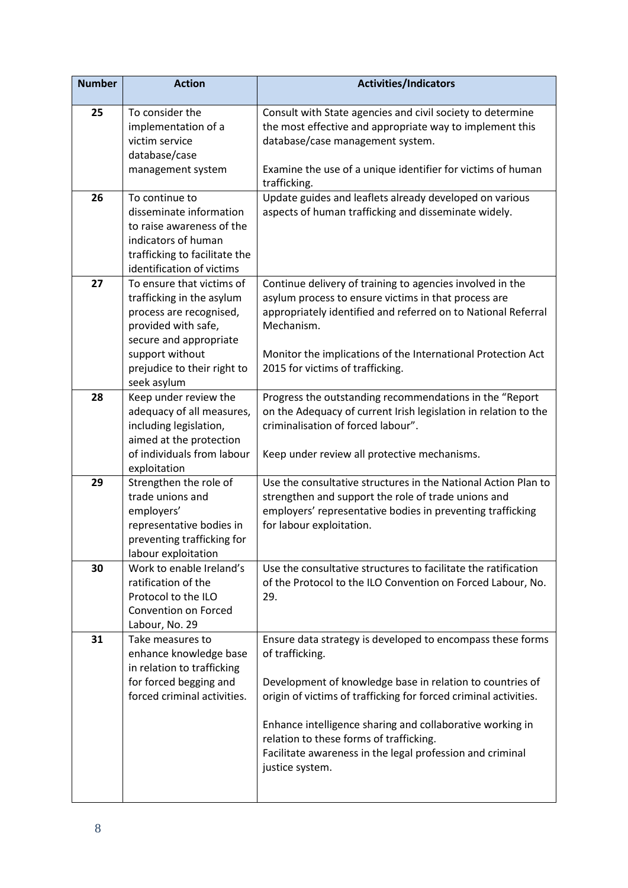| Number | Action | Activities/Indicators |
|---|---|---|
| 25 | To consider the implementation of a victim service database/case management system | Consult with State agencies and civil society to determine the most effective and appropriate way to implement this database/case management system.<br><br>Examine the use of a unique identifier for victims of human trafficking. |
| 26 | To continue to disseminate information to raise awareness of the indicators of human trafficking to facilitate the identification of victims | Update guides and leaflets already developed on various aspects of human trafficking and disseminate widely. |
| 27 | To ensure that victims of trafficking in the asylum process are recognised, provided with safe, secure and appropriate support without prejudice to their right to seek asylum | Continue delivery of training to agencies involved in the asylum process to ensure victims in that process are appropriately identified and referred on to National Referral Mechanism.<br><br>Monitor the implications of the International Protection Act 2015 for victims of trafficking. |
| 28 | Keep under review the adequacy of all measures, including legislation, aimed at the protection of individuals from labour exploitation | Progress the outstanding recommendations in the "Report on the Adequacy of current Irish legislation in relation to the criminalisation of forced labour".<br><br>Keep under review all protective mechanisms. |
| 29 | Strengthen the role of trade unions and employers' representative bodies in preventing trafficking for labour exploitation | Use the consultative structures in the National Action Plan to strengthen and support the role of trade unions and employers' representative bodies in preventing trafficking for labour exploitation. |
| 30 | Work to enable Ireland's ratification of the Protocol to the ILO Convention on Forced Labour, No. 29 | Use the consultative structures to facilitate the ratification of the Protocol to the ILO Convention on Forced Labour, No. 29. |
| 31 | Take measures to enhance knowledge base in relation to trafficking for forced begging and forced criminal activities. | Ensure data strategy is developed to encompass these forms of trafficking.<br><br>Development of knowledge base in relation to countries of origin of victims of trafficking for forced criminal activities.<br><br>Enhance intelligence sharing and collaborative working in relation to these forms of trafficking.<br>Facilitate awareness in the legal profession and criminal justice system. |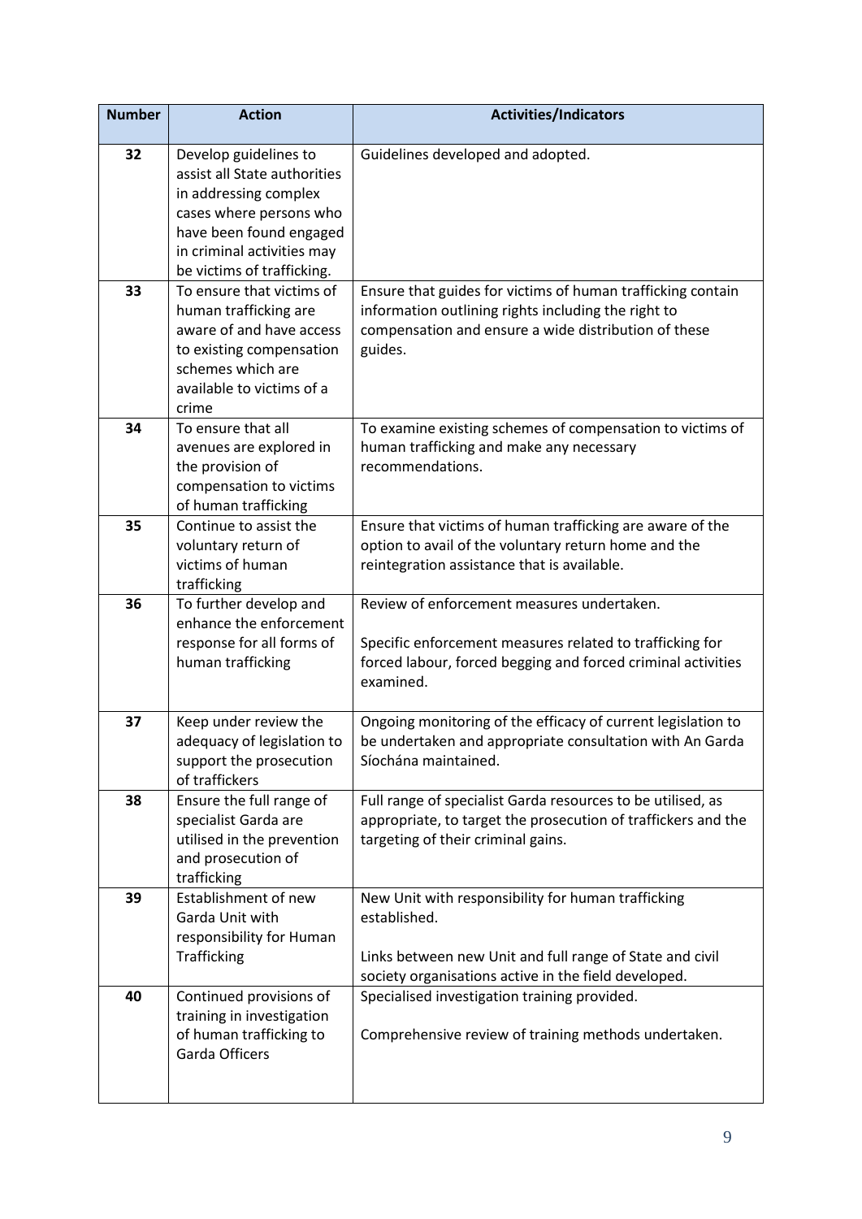| Number | Action | Activities/Indicators |
| --- | --- | --- |
| **32** | Develop guidelines to assist all State authorities in addressing complex cases where persons who have been found engaged in criminal activities may be victims of trafficking. | Guidelines developed and adopted. |
| **33** | To ensure that victims of human trafficking are aware of and have access to existing compensation schemes which are available to victims of a crime | Ensure that guides for victims of human trafficking contain information outlining rights including the right to compensation and ensure a wide distribution of these guides. |
| **34** | To ensure that all avenues are explored in the provision of compensation to victims of human trafficking | To examine existing schemes of compensation to victims of human trafficking and make any necessary recommendations. |
| **35** | Continue to assist the voluntary return of victims of human trafficking | Ensure that victims of human trafficking are aware of the option to avail of the voluntary return home and the reintegration assistance that is available. |
| **36** | To further develop and enhance the enforcement response for all forms of human trafficking | Review of enforcement measures undertaken.<br><br>Specific enforcement measures related to trafficking for forced labour, forced begging and forced criminal activities examined. |
| **37** | Keep under review the adequacy of legislation to support the prosecution of traffickers | Ongoing monitoring of the efficacy of current legislation to be undertaken and appropriate consultation with An Garda Síochána maintained. |
| **38** | Ensure the full range of specialist Garda are utilised in the prevention and prosecution of trafficking | Full range of specialist Garda resources to be utilised, as appropriate, to target the prosecution of traffickers and the targeting of their criminal gains. |
| **39** | Establishment of new Garda Unit with responsibility for Human Trafficking | New Unit with responsibility for human trafficking established.<br><br>Links between new Unit and full range of State and civil society organisations active in the field developed. |
| **40** | Continued provisions of training in investigation of human trafficking to Garda Officers | Specialised investigation training provided.<br><br>Comprehensive review of training methods undertaken. |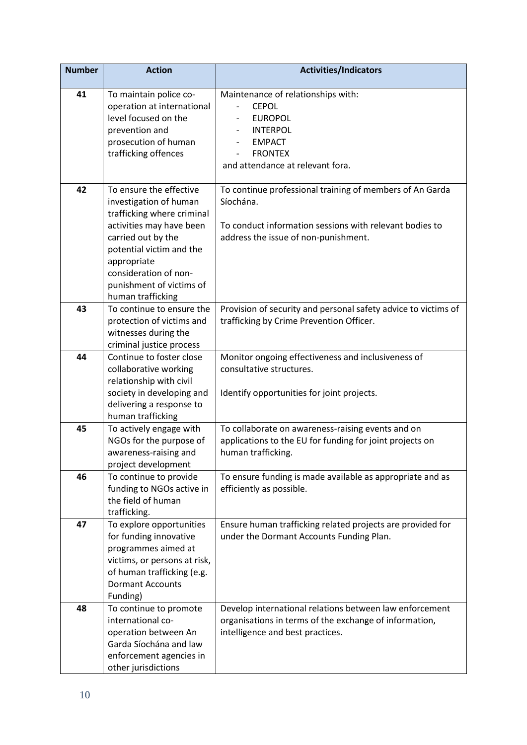| Number | Action | Activities/Indicators |
|---|---|---|
| 41 | To maintain police co-operation at international level focused on the prevention and prosecution of human trafficking offences | Maintenance of relationships with:<br>- CEPOL<br>- EUROPOL<br>- INTERPOL<br>- EMPACT<br>- FRONTEX<br>and attendance at relevant fora. |
| 42 | To ensure the effective investigation of human trafficking where criminal activities may have been carried out by the potential victim and the appropriate consideration of non-punishment of victims of human trafficking | To continue professional training of members of An Garda Síochána.<br><br>To conduct information sessions with relevant bodies to address the issue of non-punishment. |
| 43 | To continue to ensure the protection of victims and witnesses during the criminal justice process | Provision of security and personal safety advice to victims of trafficking by Crime Prevention Officer. |
| 44 | Continue to foster close collaborative working relationship with civil society in developing and delivering a response to human trafficking | Monitor ongoing effectiveness and inclusiveness of consultative structures.<br><br>Identify opportunities for joint projects. |
| 45 | To actively engage with NGOs for the purpose of awareness-raising and project development | To collaborate on awareness-raising events and on applications to the EU for funding for joint projects on human trafficking. |
| 46 | To continue to provide funding to NGOs active in the field of human trafficking. | To ensure funding is made available as appropriate and as efficiently as possible. |
| 47 | To explore opportunities for funding innovative programmes aimed at victims, or persons at risk, of human trafficking (e.g. Dormant Accounts Funding) | Ensure human trafficking related projects are provided for under the Dormant Accounts Funding Plan. |
| 48 | To continue to promote international co-operation between An Garda Síochána and law enforcement agencies in other jurisdictions | Develop international relations between law enforcement organisations in terms of the exchange of information, intelligence and best practices. |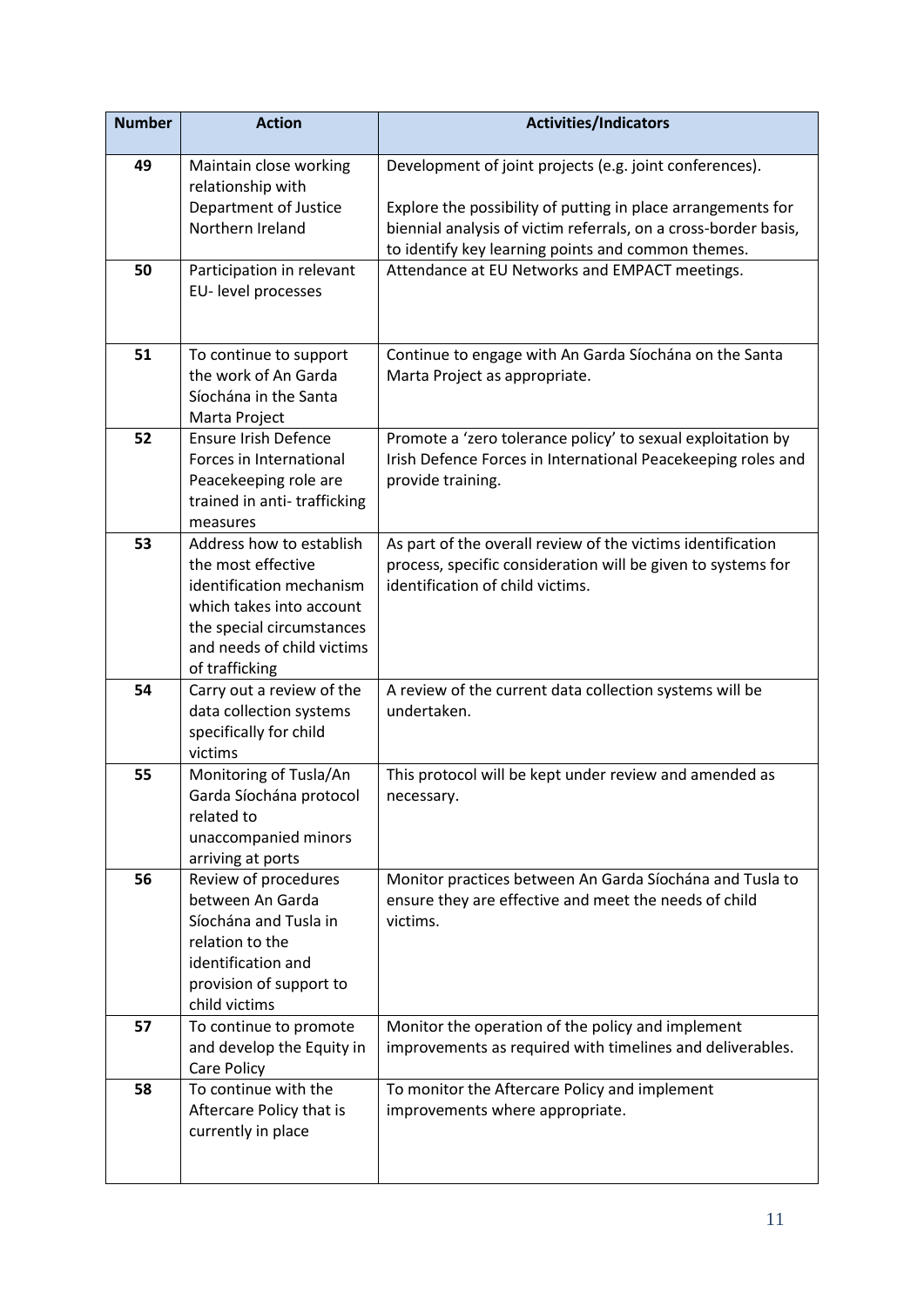| Number | Action | Activities/Indicators |
| --- | --- | --- |
| 49 | Maintain close working relationship with Department of Justice Northern Ireland | Development of joint projects (e.g. joint conferences).<br><br>Explore the possibility of putting in place arrangements for biennial analysis of victim referrals, on a cross-border basis, to identify key learning points and common themes. |
| 50 | Participation in relevant EU- level processes | Attendance at EU Networks and EMPACT meetings. |
| 51 | To continue to support the work of An Garda Síochána in the Santa Marta Project | Continue to engage with An Garda Síochána on the Santa Marta Project as appropriate. |
| 52 | Ensure Irish Defence Forces in International Peacekeeping role are trained in anti- trafficking measures | Promote a 'zero tolerance policy' to sexual exploitation by Irish Defence Forces in International Peacekeeping roles and provide training. |
| 53 | Address how to establish the most effective identification mechanism which takes into account the special circumstances and needs of child victims of trafficking | As part of the overall review of the victims identification process, specific consideration will be given to systems for identification of child victims. |
| 54 | Carry out a review of the data collection systems specifically for child victims | A review of the current data collection systems will be undertaken. |
| 55 | Monitoring of Tusla/An Garda Síochána protocol related to unaccompanied minors arriving at ports | This protocol will be kept under review and amended as necessary. |
| 56 | Review of procedures between An Garda Síochána and Tusla in relation to the identification and provision of support to child victims | Monitor practices between An Garda Síochána and Tusla to ensure they are effective and meet the needs of child victims. |
| 57 | To continue to promote and develop the Equity in Care Policy | Monitor the operation of the policy and implement improvements as required with timelines and deliverables. |
| 58 | To continue with the Aftercare Policy that is currently in place | To monitor the Aftercare Policy and implement improvements where appropriate. |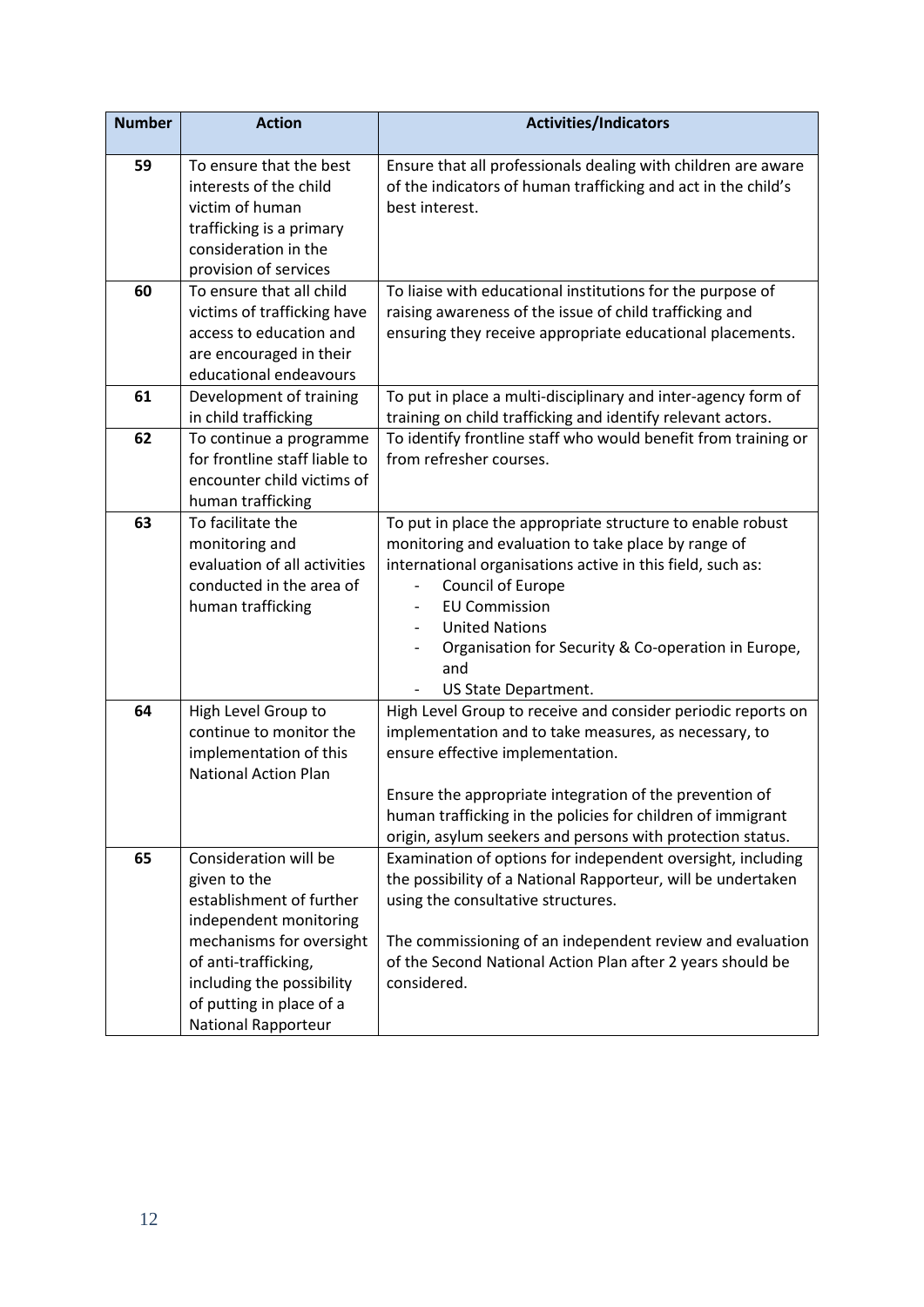| Number | Action | Activities/Indicators |
|---|---|---|
| **59** | To ensure that the best interests of the child victim of human trafficking is a primary consideration in the provision of services | Ensure that all professionals dealing with children are aware of the indicators of human trafficking and act in the child's best interest. |
| **60** | To ensure that all child victims of trafficking have access to education and are encouraged in their educational endeavours | To liaise with educational institutions for the purpose of raising awareness of the issue of child trafficking and ensuring they receive appropriate educational placements. |
| **61** | Development of training in child trafficking | To put in place a multi-disciplinary and inter-agency form of training on child trafficking and identify relevant actors. |
| **62** | To continue a programme for frontline staff liable to encounter child victims of human trafficking | To identify frontline staff who would benefit from training or from refresher courses. |
| **63** | To facilitate the monitoring and evaluation of all activities conducted in the area of human trafficking | To put in place the appropriate structure to enable robust monitoring and evaluation to take place by range of international organisations active in this field, such as: <br>- Council of Europe <br>- EU Commission <br>- United Nations <br>- Organisation for Security & Co-operation in Europe, and <br>- US State Department. |
| **64** | High Level Group to continue to monitor the implementation of this National Action Plan | High Level Group to receive and consider periodic reports on implementation and to take measures, as necessary, to ensure effective implementation. <br><br>Ensure the appropriate integration of the prevention of human trafficking in the policies for children of immigrant origin, asylum seekers and persons with protection status. |
| **65** | Consideration will be given to the establishment of further independent monitoring mechanisms for oversight of anti-trafficking, including the possibility of putting in place of a National Rapporteur | Examination of options for independent oversight, including the possibility of a National Rapporteur, will be undertaken using the consultative structures. <br><br>The commissioning of an independent review and evaluation of the Second National Action Plan after 2 years should be considered. |